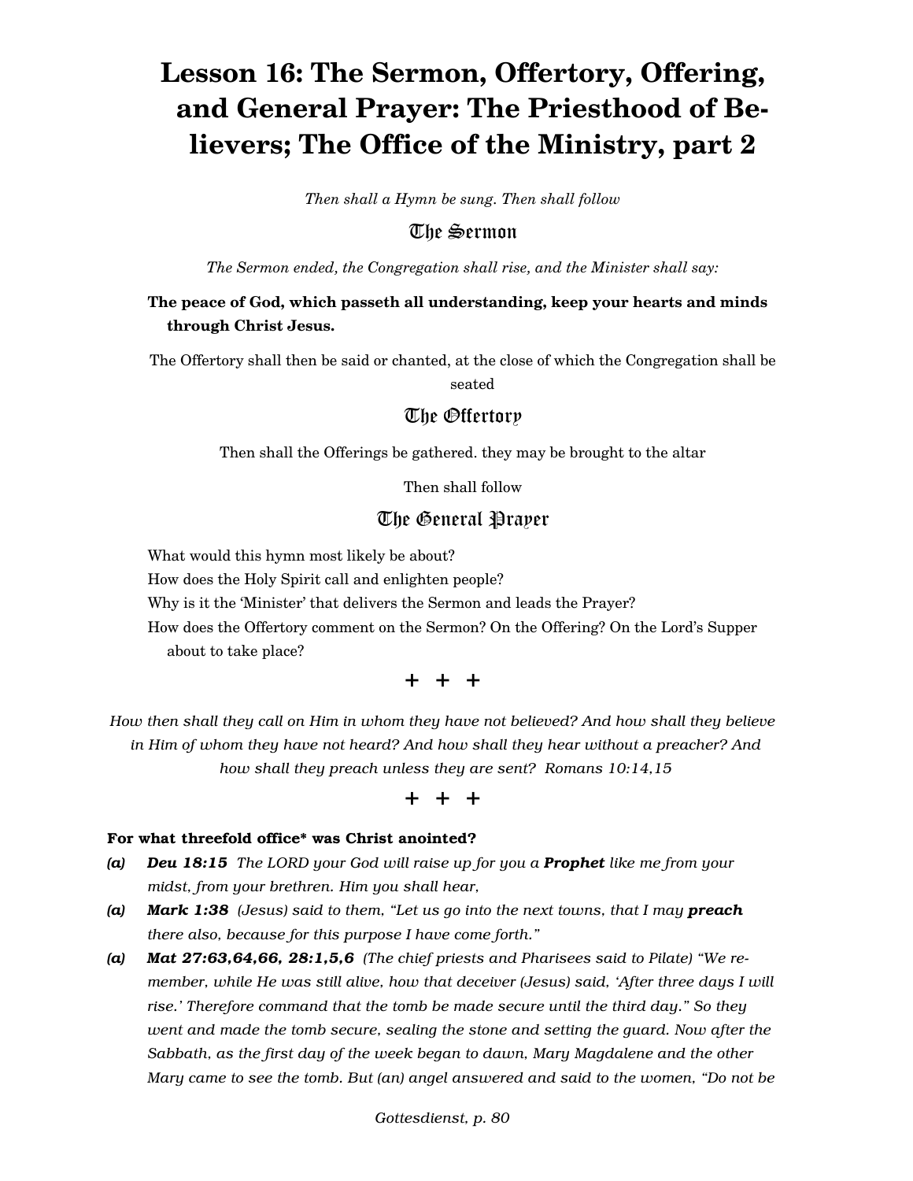# Lesson 16: The Sermon, Offertory, Offering, and General Prayer: The Priesthood of Believers; The Office of the Ministry, part 2

*Then shall a Hymn be sung. Then shall follow*

## The Sermon

*The Sermon ended, the Congregation shall rise, and the Minister shall say:*

**The peace of God, which passeth all understanding, keep your hearts and minds through Christ Jesus.**

The Offertory shall then be said or chanted, at the close of which the Congregation shall be seated

## The Offertory

Then shall the Offerings be gathered. they may be brought to the altar

Then shall follow

## The General Prayer

What would this hymn most likely be about?

How does the Holy Spirit call and enlighten people?

Why is it the 'Minister' that delivers the Sermon and leads the Prayer?

How does the Offertory comment on the Sermon? On the Offering? On the Lord's Supper about to take place?

**+ + +**

*How then shall they call on Him in whom they have not believed? And how shall they believe in Him of whom they have not heard? And how shall they hear without a preacher? And how shall they preach unless they are sent? Romans 10:14,15*

**+ + +**

**For what threefold office* was Christ anointed?**

***(a)*** ***Deu 18:15*** *The LORD your God will raise up for you a **Prophet** like me from your midst, from your brethren. Him you shall hear,*

***(a)*** ***Mark 1:38*** *(Jesus) said to them, "Let us go into the next towns, that I may **preach** there also, because for this purpose I have come forth."*

***(a)*** ***Mat 27:63,64,66, 28:1,5,6*** *(The chief priests and Pharisees said to Pilate) "We remember, while He was still alive, how that deceiver (Jesus) said, 'After three days I will rise.' Therefore command that the tomb be made secure until the third day." So they went and made the tomb secure, sealing the stone and setting the guard. Now after the Sabbath, as the first day of the week began to dawn, Mary Magdalene and the other Mary came to see the tomb. But (an) angel answered and said to the women, "Do not be*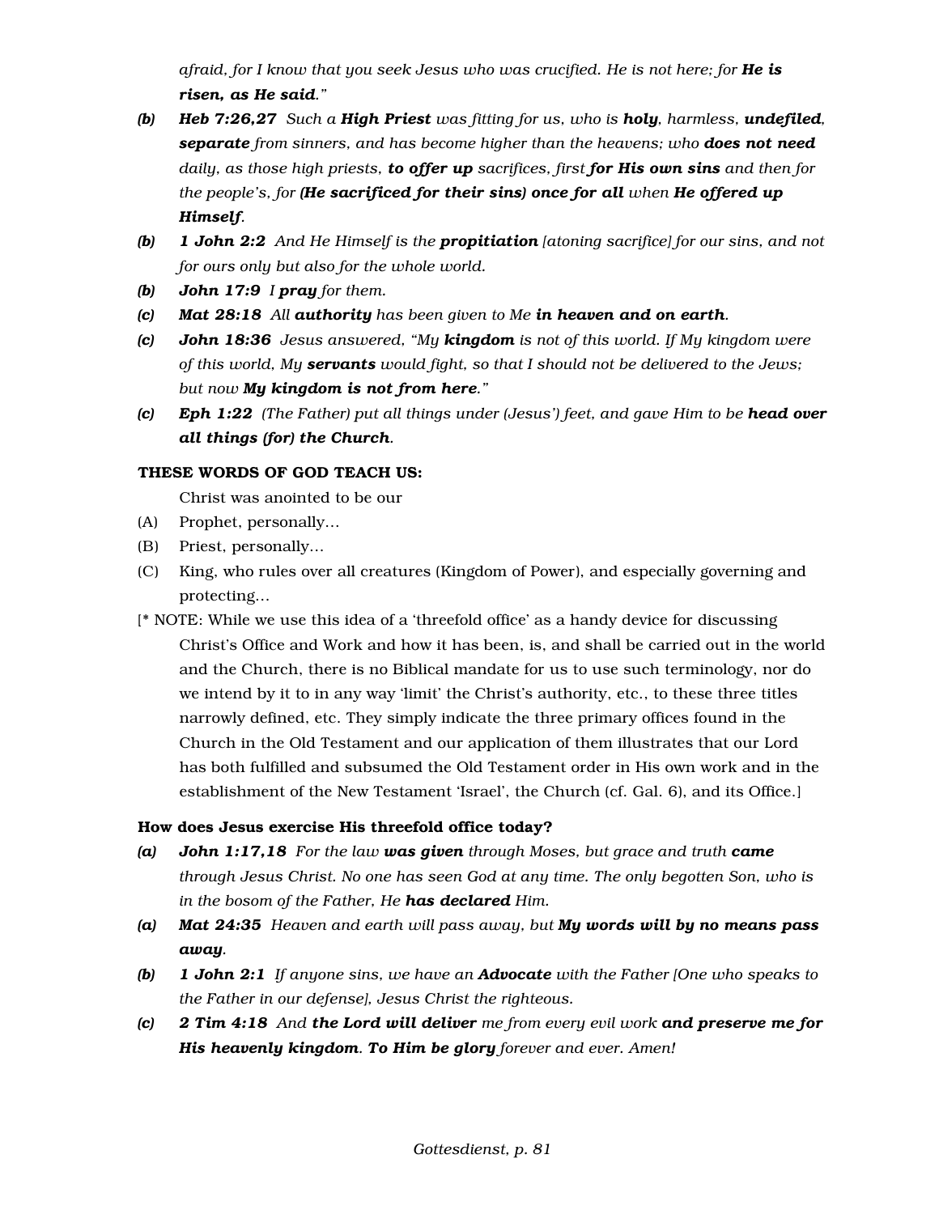*afraid, for I know that you seek Jesus who was crucified. He is not here; for* ***He is risen, as He said****.”*

- ***(b)*** ***Heb 7:26,27*** *Such a* ***High Priest*** *was fitting for us, who is* ***holy****, harmless,* ***undefiled****,* ***separate*** *from sinners, and has become higher than the heavens; who* ***does not need*** *daily, as those high priests,* ***to offer up*** *sacrifices, first* ***for His own sins*** *and then for the people’s, for* ***(He sacrificed for their sins) once for all*** *when* ***He offered up Himself****.*
- ***(b)*** ***1 John 2:2*** *And He Himself is the* ***propitiation*** *[atoning sacrifice] for our sins, and not for ours only but also for the whole world.*
- ***(b)*** ***John 17:9*** *I* ***pray*** *for them.*
- ***(c)*** ***Mat 28:18*** *All* ***authority*** *has been given to Me* ***in heaven and on earth****.*
- ***(c)*** ***John 18:36*** *Jesus answered, “My* ***kingdom*** *is not of this world. If My kingdom were of this world, My* ***servants*** *would fight, so that I should not be delivered to the Jews; but now* ***My kingdom is not from here****.”*
- ***(c)*** ***Eph 1:22*** *(The Father) put all things under (Jesus’) feet, and gave Him to be* ***head over all things (for) the Church****.*

**THESE WORDS OF GOD TEACH US:**

Christ was anointed to be our

- (A) Prophet, personally…
- (B) Priest, personally…
- (C) King, who rules over all creatures (Kingdom of Power), and especially governing and protecting…

[* NOTE: While we use this idea of a ‘threefold office’ as a handy device for discussing Christ’s Office and Work and how it has been, is, and shall be carried out in the world and the Church, there is no Biblical mandate for us to use such terminology, nor do we intend by it to in any way ‘limit’ the Christ’s authority, etc., to these three titles narrowly defined, etc. They simply indicate the three primary offices found in the Church in the Old Testament and our application of them illustrates that our Lord has both fulfilled and subsumed the Old Testament order in His own work and in the establishment of the New Testament ‘Israel’, the Church (cf. Gal. 6), and its Office.]

**How does Jesus exercise His threefold office today?**

- ***(a)*** ***John 1:17,18*** *For the law* ***was given*** *through Moses, but grace and truth* ***came*** *through Jesus Christ. No one has seen God at any time. The only begotten Son, who is in the bosom of the Father, He* ***has declared*** *Him.*
- ***(a)*** ***Mat 24:35*** *Heaven and earth will pass away, but* ***My words will by no means pass away****.*
- ***(b)*** ***1 John 2:1*** *If anyone sins, we have an* ***Advocate*** *with the Father [One who speaks to the Father in our defense], Jesus Christ the righteous.*
- ***(c)*** ***2 Tim 4:18*** *And* ***the Lord will deliver*** *me from every evil work* ***and preserve me for His heavenly kingdom****.* ***To Him be glory*** *forever and ever. Amen!*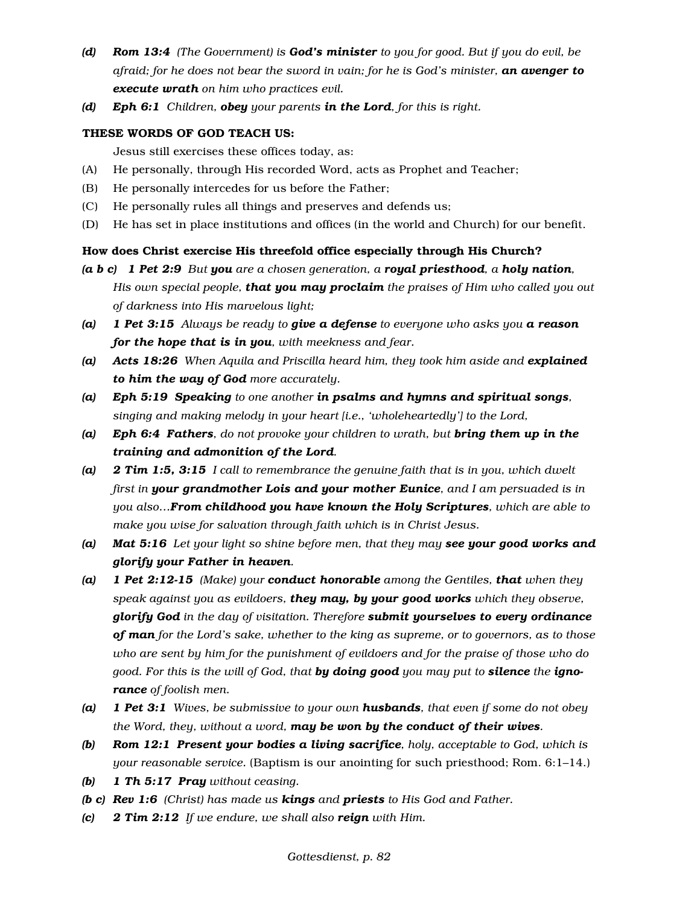*(d)* ***Rom 13:4*** *(The Government) is **God's minister** to you for good. But if you do evil, be afraid; for he does not bear the sword in vain; for he is God's minister, **an avenger to execute wrath** on him who practices evil.*

*(d)* ***Eph 6:1*** *Children, **obey** your parents **in the Lord**, for this is right.*

**THESE WORDS OF GOD TEACH US:**

Jesus still exercises these offices today, as:

(A) He personally, through His recorded Word, acts as Prophet and Teacher;

(B) He personally intercedes for us before the Father;

(C) He personally rules all things and preserves and defends us;

(D) He has set in place institutions and offices (in the world and Church) for our benefit.

**How does Christ exercise His threefold office especially through His Church?**

*(a b c)* ***1 Pet 2:9*** *But **you** are a chosen generation, a **royal priesthood**, a **holy nation**, His own special people, **that you may proclaim** the praises of Him who called you out of darkness into His marvelous light;*

*(a)* ***1 Pet 3:15*** *Always be ready to **give a defense** to everyone who asks you **a reason for the hope that is in you**, with meekness and fear.*

*(a)* ***Acts 18:26*** *When Aquila and Priscilla heard him, they took him aside and **explained to him the way of God** more accurately.*

*(a)* ***Eph 5:19*** ***Speaking** to one another **in psalms and hymns and spiritual songs**, singing and making melody in your heart [i.e., 'wholeheartedly'] to the Lord,*

*(a)* ***Eph 6:4*** ***Fathers**, do not provoke your children to wrath, but **bring them up in the training and admonition of the Lord**.*

*(a)* ***2 Tim 1:5, 3:15*** *I call to remembrance the genuine faith that is in you, which dwelt first in **your grandmother Lois and your mother Eunice**, and I am persuaded is in you also…**From childhood you have known the Holy Scriptures**, which are able to make you wise for salvation through faith which is in Christ Jesus.*

*(a)* ***Mat 5:16*** *Let your light so shine before men, that they may **see your good works and glorify your Father in heaven**.*

*(a)* ***1 Pet 2:12-15*** *(Make) your **conduct honorable** among the Gentiles, **that** when they speak against you as evildoers, **they may, by your good works** which they observe, **glorify God** in the day of visitation. Therefore **submit yourselves to every ordinance of man** for the Lord's sake, whether to the king as supreme, or to governors, as to those who are sent by him for the punishment of evildoers and for the praise of those who do good. For this is the will of God, that **by doing good** you may put to **silence** the **ignorance** of foolish men.*

*(a)* ***1 Pet 3:1*** *Wives, be submissive to your own **husbands**, that even if some do not obey the Word, they, without a word, **may be won by the conduct of their wives**.*

*(b)* ***Rom 12:1*** ***Present your bodies a living sacrifice**, holy, acceptable to God, which is your reasonable service.* (Baptism is our anointing for such priesthood; Rom. 6:1–14.)

*(b)* ***1 Th 5:17*** ***Pray** without ceasing.*

*(b c)* ***Rev 1:6*** *(Christ) has made us **kings** and **priests** to His God and Father.*

*(c)* ***2 Tim 2:12*** *If we endure, we shall also **reign** with Him.*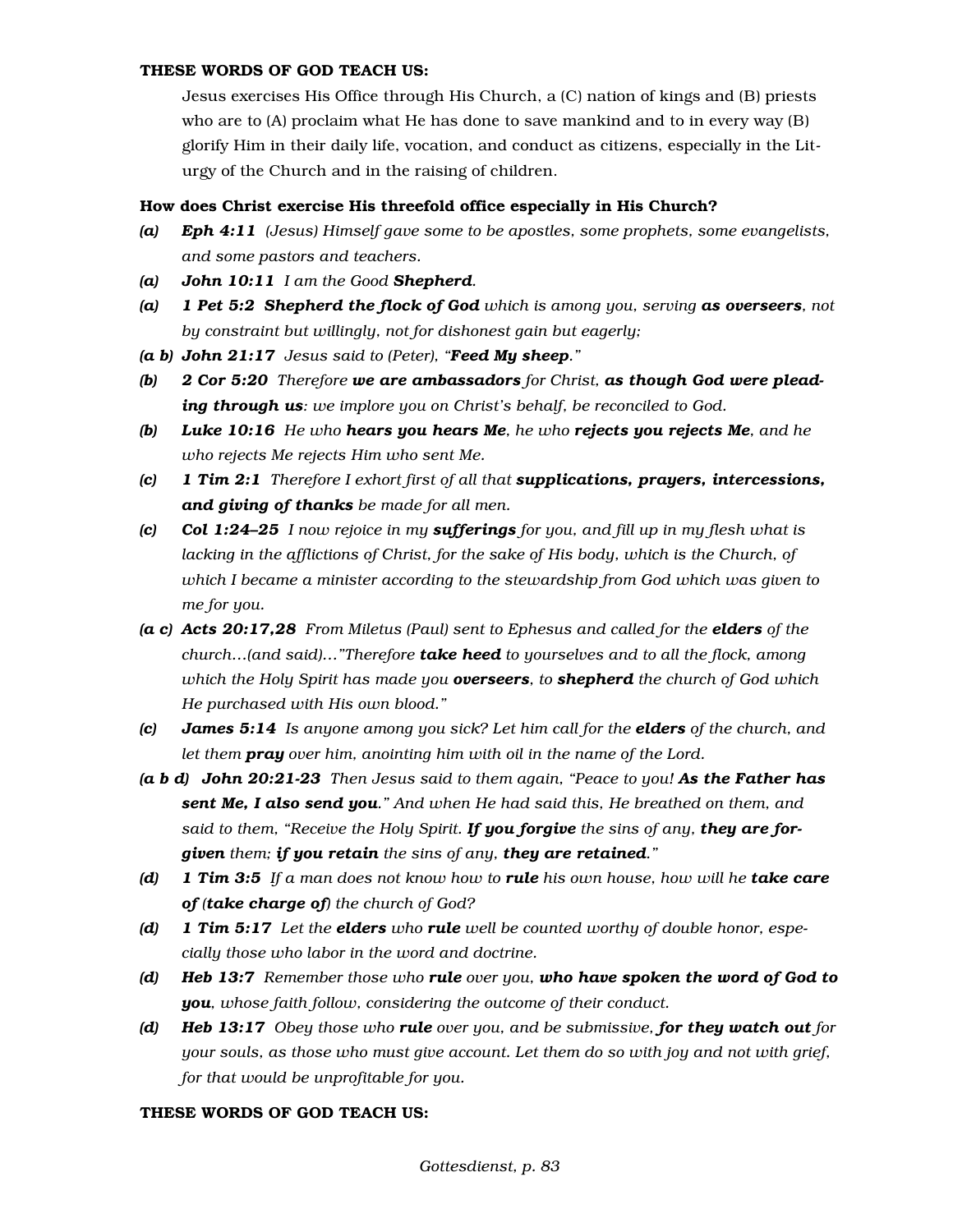**THESE WORDS OF GOD TEACH US:**

Jesus exercises His Office through His Church, a (C) nation of kings and (B) priests who are to (A) proclaim what He has done to save mankind and to in every way (B) glorify Him in their daily life, vocation, and conduct as citizens, especially in the Liturgy of the Church and in the raising of children.

**How does Christ exercise His threefold office especially in His Church?**

*(a)* ***Eph 4:11*** *(Jesus) Himself gave some to be apostles, some prophets, some evangelists, and some pastors and teachers.*

*(a)* ***John 10:11*** *I am the Good* ***Shepherd****.*

*(a)* ***1 Pet 5:2 Shepherd the flock of God*** *which is among you, serving* ***as overseers****, not by constraint but willingly, not for dishonest gain but eagerly;*

*(a b)* ***John 21:17*** *Jesus said to (Peter), "****Feed My sheep****."*

*(b)* ***2 Cor 5:20*** *Therefore* ***we are ambassadors*** *for Christ,* ***as though God were pleading through us****: we implore you on Christ's behalf, be reconciled to God.*

*(b)* ***Luke 10:16*** *He who* ***hears you hears Me****, he who* ***rejects you rejects Me****, and he who rejects Me rejects Him who sent Me.*

*(c)* ***1 Tim 2:1*** *Therefore I exhort first of all that* ***supplications, prayers, intercessions, and giving of thanks*** *be made for all men.*

*(c)* ***Col 1:24–25*** *I now rejoice in my* ***sufferings*** *for you, and fill up in my flesh what is lacking in the afflictions of Christ, for the sake of His body, which is the Church, of which I became a minister according to the stewardship from God which was given to me for you.*

*(a c)* ***Acts 20:17,28*** *From Miletus (Paul) sent to Ephesus and called for the* ***elders*** *of the church…(and said)…"Therefore* ***take heed*** *to yourselves and to all the flock, among which the Holy Spirit has made you* ***overseers****, to* ***shepherd*** *the church of God which He purchased with His own blood."*

*(c)* ***James 5:14*** *Is anyone among you sick? Let him call for the* ***elders*** *of the church, and let them* ***pray*** *over him, anointing him with oil in the name of the Lord.*

*(a b d)* ***John 20:21-23*** *Then Jesus said to them again, "Peace to you!* ***As the Father has sent Me, I also send you****." And when He had said this, He breathed on them, and said to them, "Receive the Holy Spirit.* ***If you forgive*** *the sins of any,* ***they are forgiven*** *them;* ***if you retain*** *the sins of any,* ***they are retained****."*

*(d)* ***1 Tim 3:5*** *If a man does not know how to* ***rule*** *his own house, how will he* ***take care of*** *(****take charge of****) the church of God?*

*(d)* ***1 Tim 5:17*** *Let the* ***elders*** *who* ***rule*** *well be counted worthy of double honor, especially those who labor in the word and doctrine.*

*(d)* ***Heb 13:7*** *Remember those who* ***rule*** *over you,* ***who have spoken the word of God to you****, whose faith follow, considering the outcome of their conduct.*

*(d)* ***Heb 13:17*** *Obey those who* ***rule*** *over you, and be submissive,* ***for they watch out*** *for your souls, as those who must give account. Let them do so with joy and not with grief, for that would be unprofitable for you.*

**THESE WORDS OF GOD TEACH US:**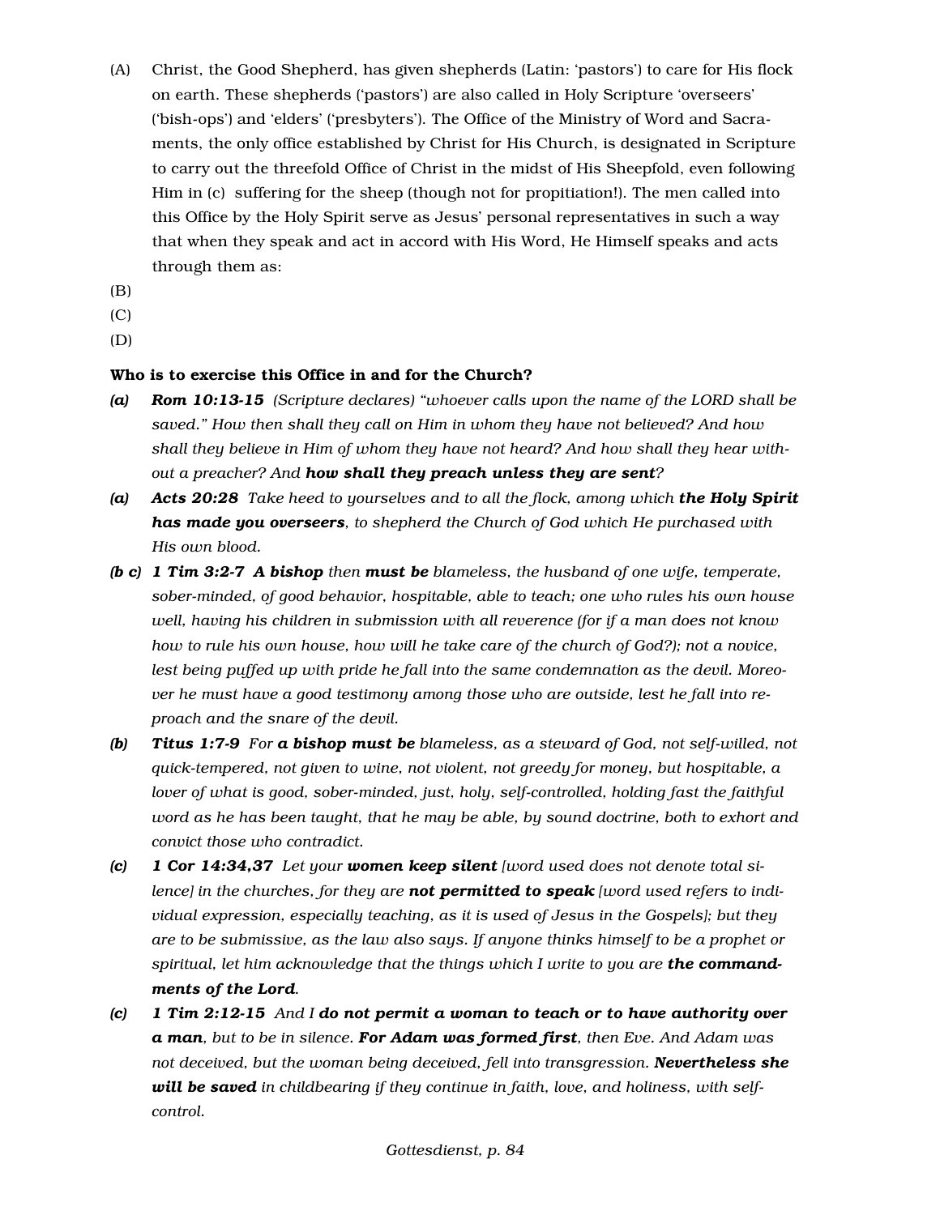(A) Christ, the Good Shepherd, has given shepherds (Latin: 'pastors') to care for His flock on earth. These shepherds ('pastors') are also called in Holy Scripture 'overseers' ('bish-ops') and 'elders' ('presbyters'). The Office of the Ministry of Word and Sacraments, the only office established by Christ for His Church, is designated in Scripture to carry out the threefold Office of Christ in the midst of His Sheepfold, even following Him in (c) suffering for the sheep (though not for propitiation!). The men called into this Office by the Holy Spirit serve as Jesus' personal representatives in such a way that when they speak and act in accord with His Word, He Himself speaks and acts through them as:

(B)

(C)

(D)

**Who is to exercise this Office in and for the Church?**

***(a)*** ***Rom 10:13-15*** *(Scripture declares) "whoever calls upon the name of the LORD shall be saved." How then shall they call on Him in whom they have not believed? And how shall they believe in Him of whom they have not heard? And how shall they hear without a preacher? And* ***how shall they preach unless they are sent****?*

***(a)*** ***Acts 20:28*** *Take heed to yourselves and to all the flock, among which* ***the Holy Spirit has made you overseers****, to shepherd the Church of God which He purchased with His own blood.*

***(b c)*** ***1 Tim 3:2-7*** ***A bishop*** *then* ***must be*** *blameless, the husband of one wife, temperate, sober-minded, of good behavior, hospitable, able to teach; one who rules his own house well, having his children in submission with all reverence (for if a man does not know how to rule his own house, how will he take care of the church of God?); not a novice, lest being puffed up with pride he fall into the same condemnation as the devil. Moreover he must have a good testimony among those who are outside, lest he fall into reproach and the snare of the devil.*

***(b)*** ***Titus 1:7-9*** *For* ***a bishop must be*** *blameless, as a steward of God, not self-willed, not quick-tempered, not given to wine, not violent, not greedy for money, but hospitable, a lover of what is good, sober-minded, just, holy, self-controlled, holding fast the faithful word as he has been taught, that he may be able, by sound doctrine, both to exhort and convict those who contradict.*

***(c)*** ***1 Cor 14:34,37*** *Let your* ***women keep silent*** *[word used does not denote total silence] in the churches, for they are* ***not permitted to speak*** *[word used refers to individual expression, especially teaching, as it is used of Jesus in the Gospels]; but they are to be submissive, as the law also says. If anyone thinks himself to be a prophet or spiritual, let him acknowledge that the things which I write to you are* ***the commandments of the Lord****.*

***(c)*** ***1 Tim 2:12-15*** *And I* ***do not permit a woman to teach or to have authority over a man****, but to be in silence.* ***For Adam was formed first****, then Eve. And Adam was not deceived, but the woman being deceived, fell into transgression.* ***Nevertheless she will be saved*** *in childbearing if they continue in faith, love, and holiness, with self-control.*

*Gottesdienst, p. 84*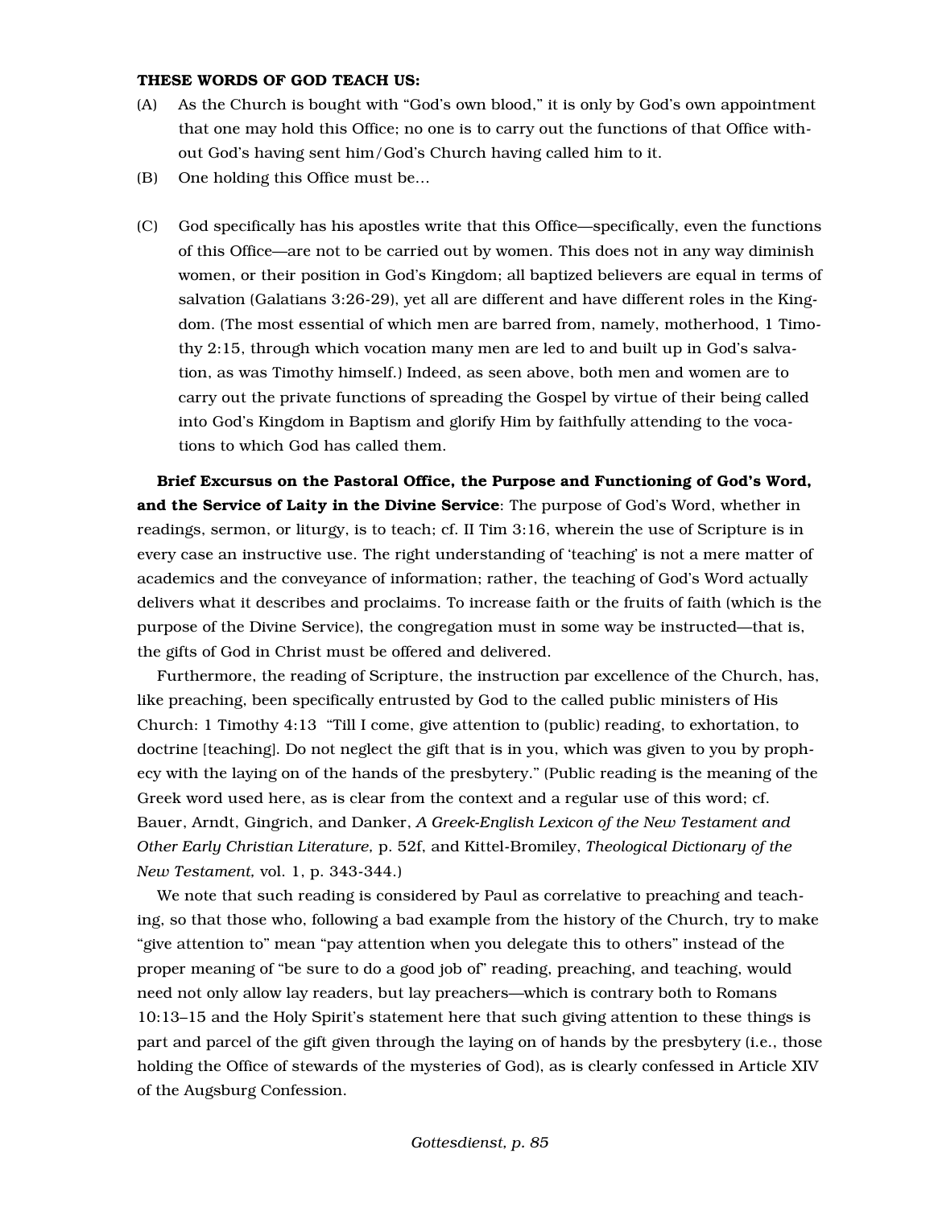**THESE WORDS OF GOD TEACH US:**

(A) As the Church is bought with "God's own blood," it is only by God's own appointment that one may hold this Office; no one is to carry out the functions of that Office without God's having sent him/God's Church having called him to it.

(B) One holding this Office must be...

(C) God specifically has his apostles write that this Office—specifically, even the functions of this Office—are not to be carried out by women. This does not in any way diminish women, or their position in God's Kingdom; all baptized believers are equal in terms of salvation (Galatians 3:26-29), yet all are different and have different roles in the Kingdom. (The most essential of which men are barred from, namely, motherhood, 1 Timothy 2:15, through which vocation many men are led to and built up in God's salvation, as was Timothy himself.) Indeed, as seen above, both men and women are to carry out the private functions of spreading the Gospel by virtue of their being called into God's Kingdom in Baptism and glorify Him by faithfully attending to the vocations to which God has called them.

**Brief Excursus on the Pastoral Office, the Purpose and Functioning of God's Word, and the Service of Laity in the Divine Service**: The purpose of God's Word, whether in readings, sermon, or liturgy, is to teach; cf. II Tim 3:16, wherein the use of Scripture is in every case an instructive use. The right understanding of 'teaching' is not a mere matter of academics and the conveyance of information; rather, the teaching of God's Word actually delivers what it describes and proclaims. To increase faith or the fruits of faith (which is the purpose of the Divine Service), the congregation must in some way be instructed—that is, the gifts of God in Christ must be offered and delivered.

Furthermore, the reading of Scripture, the instruction par excellence of the Church, has, like preaching, been specifically entrusted by God to the called public ministers of His Church: 1 Timothy 4:13 "Till I come, give attention to (public) reading, to exhortation, to doctrine [teaching]. Do not neglect the gift that is in you, which was given to you by prophecy with the laying on of the hands of the presbytery." (Public reading is the meaning of the Greek word used here, as is clear from the context and a regular use of this word; cf. Bauer, Arndt, Gingrich, and Danker, *A Greek-English Lexicon of the New Testament and Other Early Christian Literature,* p. 52f, and Kittel-Bromiley, *Theological Dictionary of the New Testament,* vol. 1, p. 343-344.)

We note that such reading is considered by Paul as correlative to preaching and teaching, so that those who, following a bad example from the history of the Church, try to make "give attention to" mean "pay attention when you delegate this to others" instead of the proper meaning of "be sure to do a good job of" reading, preaching, and teaching, would need not only allow lay readers, but lay preachers—which is contrary both to Romans 10:13–15 and the Holy Spirit's statement here that such giving attention to these things is part and parcel of the gift given through the laying on of hands by the presbytery (i.e., those holding the Office of stewards of the mysteries of God), as is clearly confessed in Article XIV of the Augsburg Confession.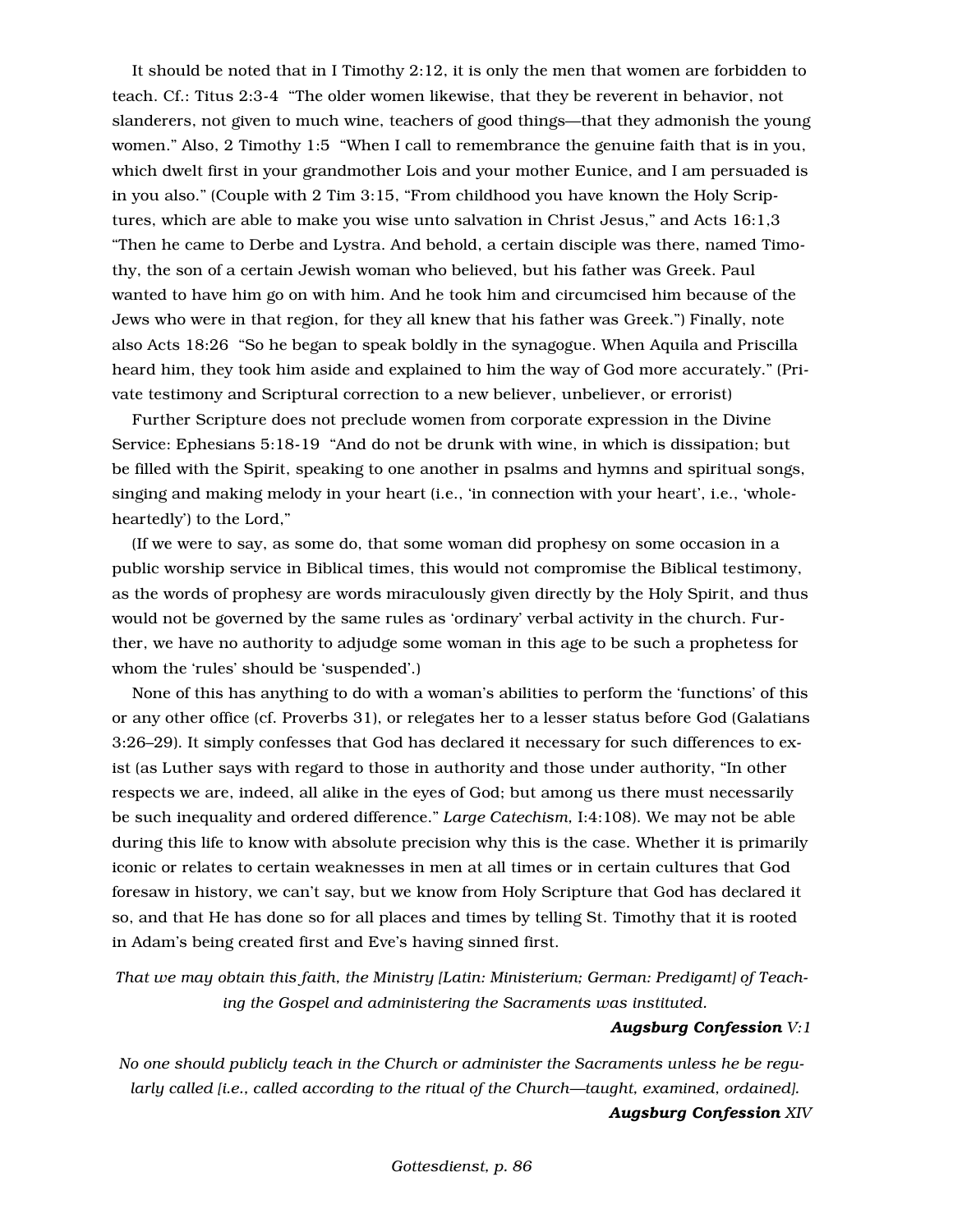It should be noted that in I Timothy 2:12, it is only the men that women are forbidden to teach. Cf.: Titus 2:3-4 "The older women likewise, that they be reverent in behavior, not slanderers, not given to much wine, teachers of good things—that they admonish the young women." Also, 2 Timothy 1:5 "When I call to remembrance the genuine faith that is in you, which dwelt first in your grandmother Lois and your mother Eunice, and I am persuaded is in you also." (Couple with 2 Tim 3:15, "From childhood you have known the Holy Scriptures, which are able to make you wise unto salvation in Christ Jesus," and Acts 16:1,3 "Then he came to Derbe and Lystra. And behold, a certain disciple was there, named Timothy, the son of a certain Jewish woman who believed, but his father was Greek. Paul wanted to have him go on with him. And he took him and circumcised him because of the Jews who were in that region, for they all knew that his father was Greek.") Finally, note also Acts 18:26 "So he began to speak boldly in the synagogue. When Aquila and Priscilla heard him, they took him aside and explained to him the way of God more accurately." (Private testimony and Scriptural correction to a new believer, unbeliever, or errorist)

Further Scripture does not preclude women from corporate expression in the Divine Service: Ephesians 5:18-19 "And do not be drunk with wine, in which is dissipation; but be filled with the Spirit, speaking to one another in psalms and hymns and spiritual songs, singing and making melody in your heart (i.e., 'in connection with your heart', i.e., 'wholeheartedly') to the Lord,"

(If we were to say, as some do, that some woman did prophesy on some occasion in a public worship service in Biblical times, this would not compromise the Biblical testimony, as the words of prophesy are words miraculously given directly by the Holy Spirit, and thus would not be governed by the same rules as 'ordinary' verbal activity in the church. Further, we have no authority to adjudge some woman in this age to be such a prophetess for whom the 'rules' should be 'suspended'.)

None of this has anything to do with a woman's abilities to perform the 'functions' of this or any other office (cf. Proverbs 31), or relegates her to a lesser status before God (Galatians 3:26–29). It simply confesses that God has declared it necessary for such differences to exist (as Luther says with regard to those in authority and those under authority, "In other respects we are, indeed, all alike in the eyes of God; but among us there must necessarily be such inequality and ordered difference." *Large Catechism*, I:4:108). We may not be able during this life to know with absolute precision why this is the case. Whether it is primarily iconic or relates to certain weaknesses in men at all times or in certain cultures that God foresaw in history, we can't say, but we know from Holy Scripture that God has declared it so, and that He has done so for all places and times by telling St. Timothy that it is rooted in Adam's being created first and Eve's having sinned first.

*That we may obtain this faith, the Ministry [Latin: Ministerium; German: Predigamt] of Teaching the Gospel and administering the Sacraments was instituted.*

***Augsburg Confession*** *V:1*

*No one should publicly teach in the Church or administer the Sacraments unless he be regularly called [i.e., called according to the ritual of the Church—taught, examined, ordained].*

***Augsburg Confession*** *XIV*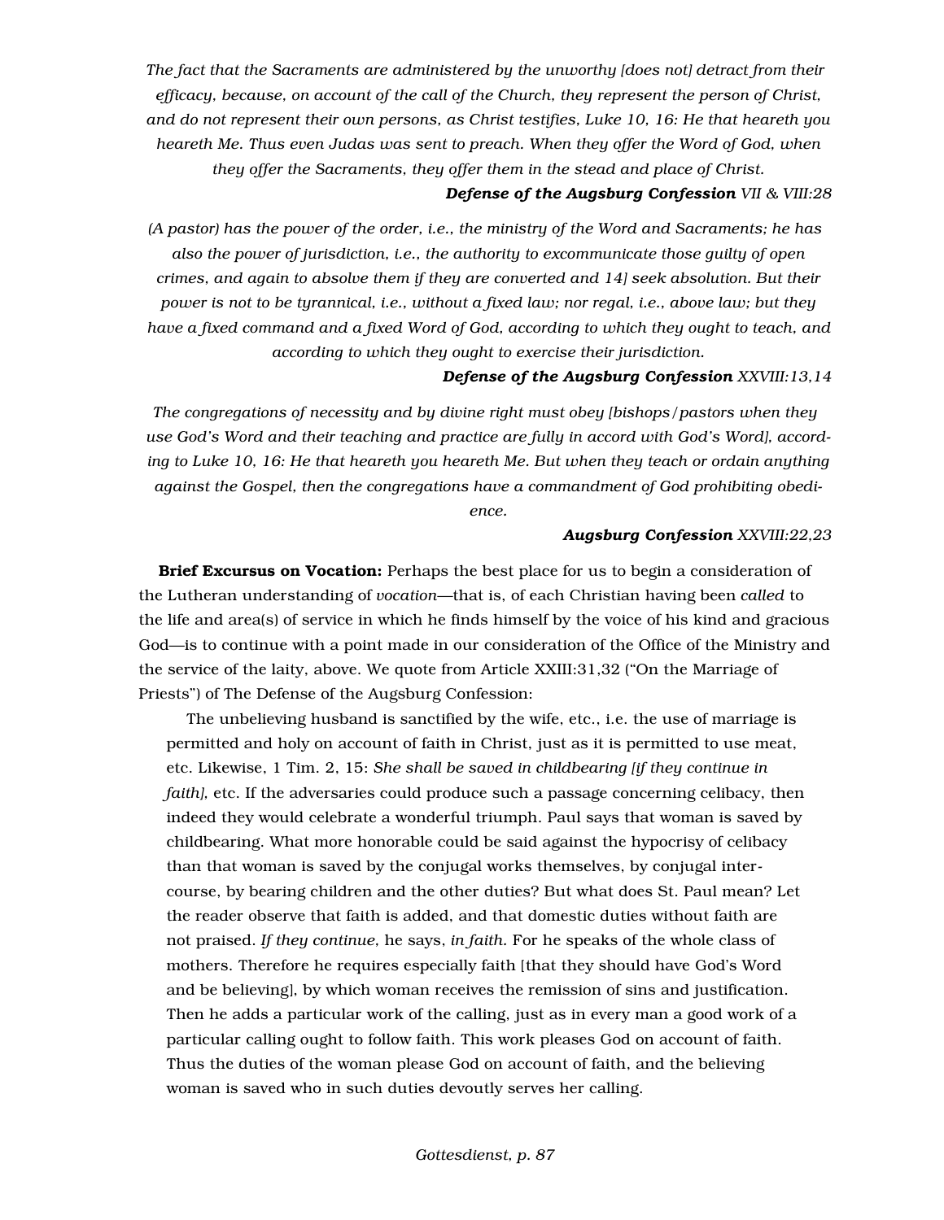*The fact that the Sacraments are administered by the unworthy [does not] detract from their efficacy, because, on account of the call of the Church, they represent the person of Christ, and do not represent their own persons, as Christ testifies, Luke 10, 16: He that heareth you heareth Me. Thus even Judas was sent to preach. When they offer the Word of God, when they offer the Sacraments, they offer them in the stead and place of Christ.*

***Defense of the Augsburg Confession*** *VII & VIII:28*

*(A pastor) has the power of the order, i.e., the ministry of the Word and Sacraments; he has also the power of jurisdiction, i.e., the authority to excommunicate those guilty of open crimes, and again to absolve them if they are converted and 14] seek absolution. But their power is not to be tyrannical, i.e., without a fixed law; nor regal, i.e., above law; but they have a fixed command and a fixed Word of God, according to which they ought to teach, and according to which they ought to exercise their jurisdiction.*

***Defense of the Augsburg Confession*** *XXVIII:13,14*

*The congregations of necessity and by divine right must obey [bishops/pastors when they use God's Word and their teaching and practice are fully in accord with God's Word], according to Luke 10, 16: He that heareth you heareth Me. But when they teach or ordain anything against the Gospel, then the congregations have a commandment of God prohibiting obedience.*

***Augsburg Confession*** *XXVIII:22,23*

**Brief Excursus on Vocation:** Perhaps the best place for us to begin a consideration of the Lutheran understanding of *vocation*—that is, of each Christian having been *called* to the life and area(s) of service in which he finds himself by the voice of his kind and gracious God—is to continue with a point made in our consideration of the Office of the Ministry and the service of the laity, above. We quote from Article XXIII:31,32 ("On the Marriage of Priests") of The Defense of the Augsburg Confession:

> The unbelieving husband is sanctified by the wife, etc., i.e. the use of marriage is permitted and holy on account of faith in Christ, just as it is permitted to use meat, etc. Likewise, 1 Tim. 2, 15: *She shall be saved in childbearing [if they continue in faith]*, etc. If the adversaries could produce such a passage concerning celibacy, then indeed they would celebrate a wonderful triumph. Paul says that woman is saved by childbearing. What more honorable could be said against the hypocrisy of celibacy than that woman is saved by the conjugal works themselves, by conjugal intercourse, by bearing children and the other duties? But what does St. Paul mean? Let the reader observe that faith is added, and that domestic duties without faith are not praised. *If they continue,* he says, *in faith.* For he speaks of the whole class of mothers. Therefore he requires especially faith [that they should have God's Word and be believing], by which woman receives the remission of sins and justification. Then he adds a particular work of the calling, just as in every man a good work of a particular calling ought to follow faith. This work pleases God on account of faith. Thus the duties of the woman please God on account of faith, and the believing woman is saved who in such duties devoutly serves her calling.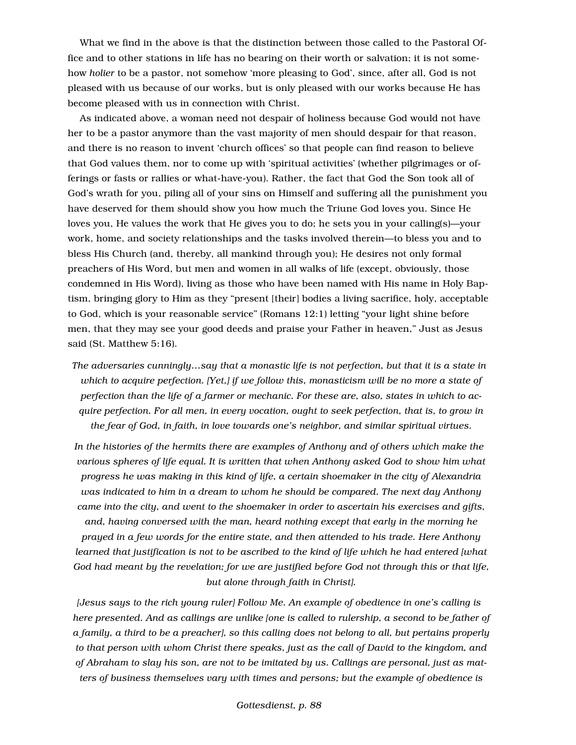What we find in the above is that the distinction between those called to the Pastoral Office and to other stations in life has no bearing on their worth or salvation; it is not somehow *holier* to be a pastor, not somehow 'more pleasing to God', since, after all, God is not pleased with us because of our works, but is only pleased with our works because He has become pleased with us in connection with Christ.

As indicated above, a woman need not despair of holiness because God would not have her to be a pastor anymore than the vast majority of men should despair for that reason, and there is no reason to invent 'church offices' so that people can find reason to believe that God values them, nor to come up with 'spiritual activities' (whether pilgrimages or offerings or fasts or rallies or what-have-you). Rather, the fact that God the Son took all of God's wrath for you, piling all of your sins on Himself and suffering all the punishment you have deserved for them should show you how much the Triune God loves you. Since He loves you, He values the work that He gives you to do; he sets you in your calling(s)—your work, home, and society relationships and the tasks involved therein—to bless you and to bless His Church (and, thereby, all mankind through you); He desires not only formal preachers of His Word, but men and women in all walks of life (except, obviously, those condemned in His Word), living as those who have been named with His name in Holy Baptism, bringing glory to Him as they "present [their] bodies a living sacrifice, holy, acceptable to God, which is your reasonable service" (Romans 12:1) letting "your light shine before men, that they may see your good deeds and praise your Father in heaven," Just as Jesus said (St. Matthew 5:16).

*The adversaries cunningly…say that a monastic life is not perfection, but that it is a state in which to acquire perfection. [Yet,] if we follow this, monasticism will be no more a state of perfection than the life of a farmer or mechanic. For these are, also, states in which to acquire perfection. For all men, in every vocation, ought to seek perfection, that is, to grow in the fear of God, in faith, in love towards one's neighbor, and similar spiritual virtues.*

*In the histories of the hermits there are examples of Anthony and of others which make the various spheres of life equal. It is written that when Anthony asked God to show him what progress he was making in this kind of life, a certain shoemaker in the city of Alexandria was indicated to him in a dream to whom he should be compared. The next day Anthony came into the city, and went to the shoemaker in order to ascertain his exercises and gifts, and, having conversed with the man, heard nothing except that early in the morning he prayed in a few words for the entire state, and then attended to his trade. Here Anthony learned that justification is not to be ascribed to the kind of life which he had entered [what God had meant by the revelation; for we are justified before God not through this or that life, but alone through faith in Christ].*

*[Jesus says to the rich young ruler] Follow Me. An example of obedience in one's calling is here presented. And as callings are unlike [one is called to rulership, a second to be father of a family, a third to be a preacher], so this calling does not belong to all, but pertains properly to that person with whom Christ there speaks, just as the call of David to the kingdom, and of Abraham to slay his son, are not to be imitated by us. Callings are personal, just as matters of business themselves vary with times and persons; but the example of obedience is*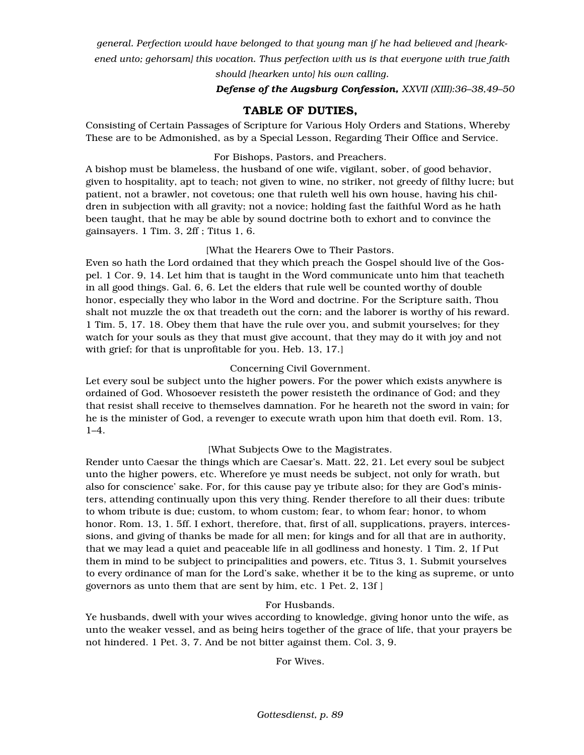*general. Perfection would have belonged to that young man if he had believed and [hearkened unto; gehorsam] this vocation. Thus perfection with us is that everyone with true faith should [hearken unto] his own calling.*

***Defense of the Augsburg Confession,*** *XXVII (XIII):36–38,49–50*

## TABLE OF DUTIES,

Consisting of Certain Passages of Scripture for Various Holy Orders and Stations, Whereby These are to be Admonished, as by a Special Lesson, Regarding Their Office and Service.

For Bishops, Pastors, and Preachers.

A bishop must be blameless, the husband of one wife, vigilant, sober, of good behavior, given to hospitality, apt to teach; not given to wine, no striker, not greedy of filthy lucre; but patient, not a brawler, not covetous; one that ruleth well his own house, having his children in subjection with all gravity; not a novice; holding fast the faithful Word as he hath been taught, that he may be able by sound doctrine both to exhort and to convince the gainsayers. 1 Tim. 3, 2ff ; Titus 1, 6.

[What the Hearers Owe to Their Pastors.

Even so hath the Lord ordained that they which preach the Gospel should live of the Gospel. 1 Cor. 9, 14. Let him that is taught in the Word communicate unto him that teacheth in all good things. Gal. 6, 6. Let the elders that rule well be counted worthy of double honor, especially they who labor in the Word and doctrine. For the Scripture saith, Thou shalt not muzzle the ox that treadeth out the corn; and the laborer is worthy of his reward. 1 Tim. 5, 17. 18. Obey them that have the rule over you, and submit yourselves; for they watch for your souls as they that must give account, that they may do it with joy and not with grief; for that is unprofitable for you. Heb. 13, 17.]

Concerning Civil Government.

Let every soul be subject unto the higher powers. For the power which exists anywhere is ordained of God. Whosoever resisteth the power resisteth the ordinance of God; and they that resist shall receive to themselves damnation. For he heareth not the sword in vain; for he is the minister of God, a revenger to execute wrath upon him that doeth evil. Rom. 13, 1–4.

[What Subjects Owe to the Magistrates.

Render unto Caesar the things which are Caesar's. Matt. 22, 21. Let every soul be subject unto the higher powers, etc. Wherefore ye must needs be subject, not only for wrath, but also for conscience' sake. For, for this cause pay ye tribute also; for they are God's ministers, attending continually upon this very thing. Render therefore to all their dues: tribute to whom tribute is due; custom, to whom custom; fear, to whom fear; honor, to whom honor. Rom. 13, 1. 5ff. I exhort, therefore, that, first of all, supplications, prayers, intercessions, and giving of thanks be made for all men; for kings and for all that are in authority, that we may lead a quiet and peaceable life in all godliness and honesty. 1 Tim. 2, 1f Put them in mind to be subject to principalities and powers, etc. Titus 3, 1. Submit yourselves to every ordinance of man for the Lord's sake, whether it be to the king as supreme, or unto governors as unto them that are sent by him, etc. 1 Pet. 2, 13f ]

For Husbands.

Ye husbands, dwell with your wives according to knowledge, giving honor unto the wife, as unto the weaker vessel, and as being heirs together of the grace of life, that your prayers be not hindered. 1 Pet. 3, 7. And be not bitter against them. Col. 3, 9.

For Wives.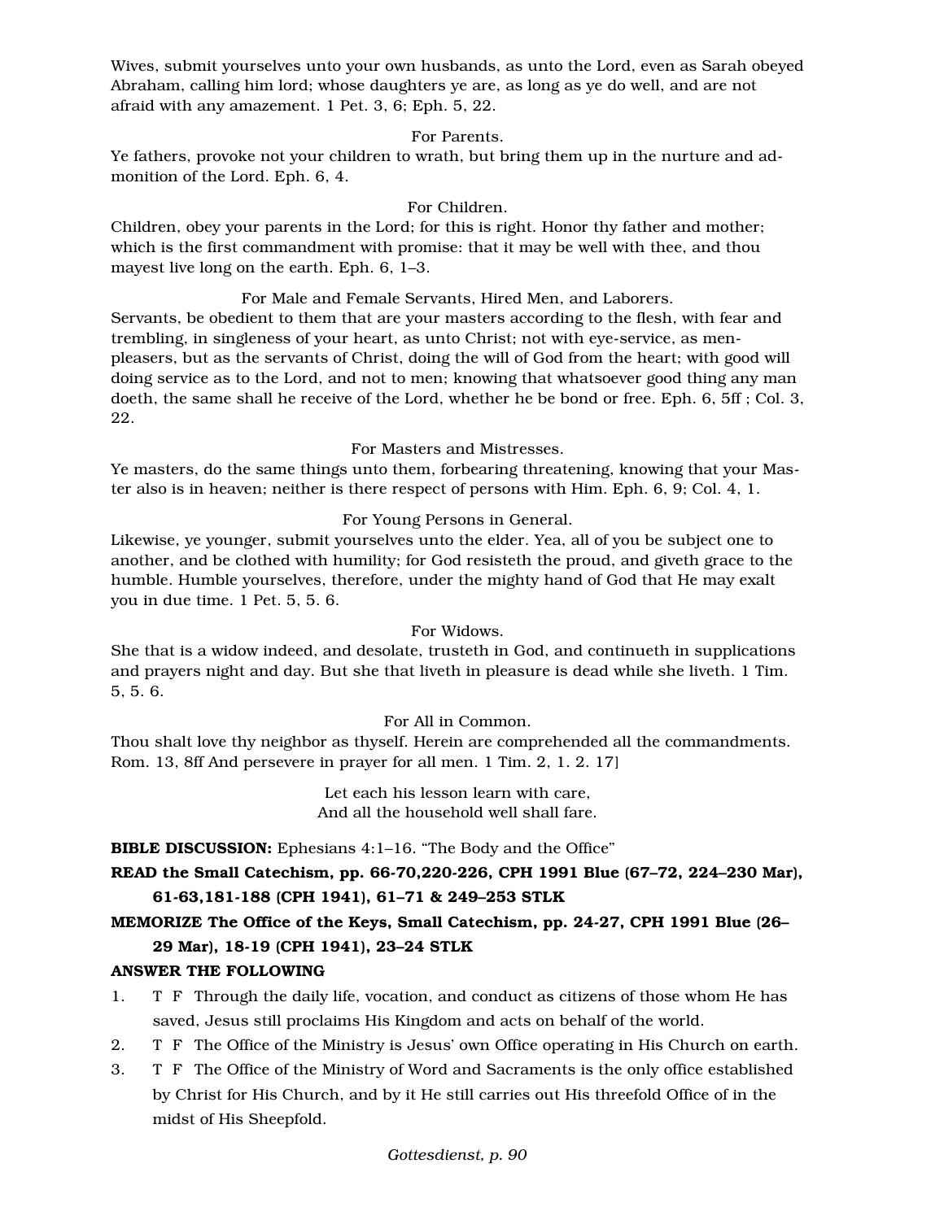Wives, submit yourselves unto your own husbands, as unto the Lord, even as Sarah obeyed Abraham, calling him lord; whose daughters ye are, as long as ye do well, and are not afraid with any amazement. 1 Pet. 3, 6; Eph. 5, 22.

For Parents.

Ye fathers, provoke not your children to wrath, but bring them up in the nurture and admonition of the Lord. Eph. 6, 4.

For Children.

Children, obey your parents in the Lord; for this is right. Honor thy father and mother; which is the first commandment with promise: that it may be well with thee, and thou mayest live long on the earth. Eph. 6, 1–3.

For Male and Female Servants, Hired Men, and Laborers.

Servants, be obedient to them that are your masters according to the flesh, with fear and trembling, in singleness of your heart, as unto Christ; not with eye-service, as men-pleasers, but as the servants of Christ, doing the will of God from the heart; with good will doing service as to the Lord, and not to men; knowing that whatsoever good thing any man doeth, the same shall he receive of the Lord, whether he be bond or free. Eph. 6, 5ff ; Col. 3, 22.

For Masters and Mistresses.

Ye masters, do the same things unto them, forbearing threatening, knowing that your Master also is in heaven; neither is there respect of persons with Him. Eph. 6, 9; Col. 4, 1.

For Young Persons in General.

Likewise, ye younger, submit yourselves unto the elder. Yea, all of you be subject one to another, and be clothed with humility; for God resisteth the proud, and giveth grace to the humble. Humble yourselves, therefore, under the mighty hand of God that He may exalt you in due time. 1 Pet. 5, 5. 6.

For Widows.

She that is a widow indeed, and desolate, trusteth in God, and continueth in supplications and prayers night and day. But she that liveth in pleasure is dead while she liveth. 1 Tim. 5, 5. 6.

For All in Common.

Thou shalt love thy neighbor as thyself. Herein are comprehended all the commandments. Rom. 13, 8ff And persevere in prayer for all men. 1 Tim. 2, 1. 2. 17]

Let each his lesson learn with care,
And all the household well shall fare.

**BIBLE DISCUSSION:** Ephesians 4:1–16. "The Body and the Office"

**READ the Small Catechism, pp. 66-70,220-226, CPH 1991 Blue (67–72, 224–230 Mar), 61-63,181-188 (CPH 1941), 61–71 & 249–253 STLK**

**MEMORIZE The Office of the Keys, Small Catechism, pp. 24-27, CPH 1991 Blue (26–29 Mar), 18-19 (CPH 1941), 23–24 STLK**

**ANSWER THE FOLLOWING**

1. T F Through the daily life, vocation, and conduct as citizens of those whom He has saved, Jesus still proclaims His Kingdom and acts on behalf of the world.
2. T F The Office of the Ministry is Jesus' own Office operating in His Church on earth.
3. T F The Office of the Ministry of Word and Sacraments is the only office established by Christ for His Church, and by it He still carries out His threefold Office of in the midst of His Sheepfold.